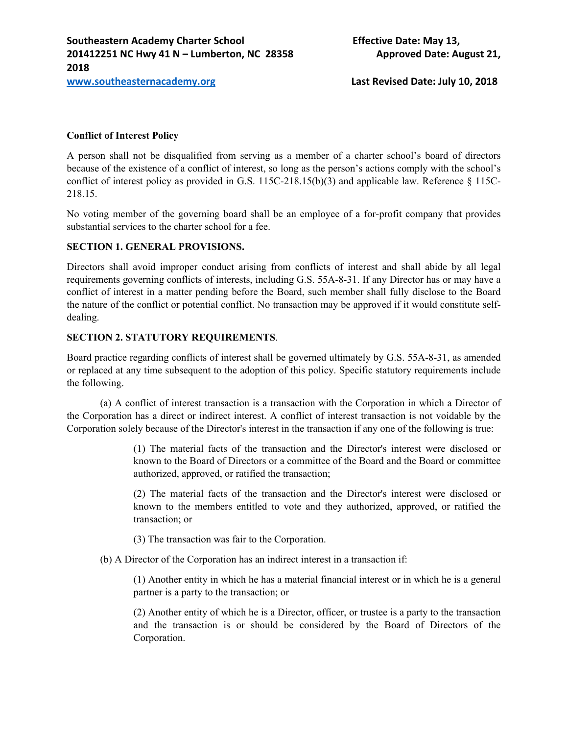**Southeastern Academy Charter School** **Effective Date: May 13, 2014**
**12251 NC Hwy 41 N – Lumberton, NC 28358** **Approved Date: August 21, 2018**
**www.southeasternacademy.org** **Last Revised Date: July 10, 2018**

**Conflict of Interest Policy**

A person shall not be disqualified from serving as a member of a charter school's board of directors because of the existence of a conflict of interest, so long as the person's actions comply with the school's conflict of interest policy as provided in G.S. 115C-218.15(b)(3) and applicable law. Reference § 115C-218.15.

No voting member of the governing board shall be an employee of a for-profit company that provides substantial services to the charter school for a fee.

**SECTION 1. GENERAL PROVISIONS.**

Directors shall avoid improper conduct arising from conflicts of interest and shall abide by all legal requirements governing conflicts of interests, including G.S. 55A-8-31. If any Director has or may have a conflict of interest in a matter pending before the Board, such member shall fully disclose to the Board the nature of the conflict or potential conflict. No transaction may be approved if it would constitute self-dealing.

**SECTION 2. STATUTORY REQUIREMENTS**.

Board practice regarding conflicts of interest shall be governed ultimately by G.S. 55A-8-31, as amended or replaced at any time subsequent to the adoption of this policy. Specific statutory requirements include the following.

(a) A conflict of interest transaction is a transaction with the Corporation in which a Director of the Corporation has a direct or indirect interest. A conflict of interest transaction is not voidable by the Corporation solely because of the Director's interest in the transaction if any one of the following is true:

> (1) The material facts of the transaction and the Director's interest were disclosed or known to the Board of Directors or a committee of the Board and the Board or committee authorized, approved, or ratified the transaction;
>
> (2) The material facts of the transaction and the Director's interest were disclosed or known to the members entitled to vote and they authorized, approved, or ratified the transaction; or
>
> (3) The transaction was fair to the Corporation.

(b) A Director of the Corporation has an indirect interest in a transaction if:

> (1) Another entity in which he has a material financial interest or in which he is a general partner is a party to the transaction; or
>
> (2) Another entity of which he is a Director, officer, or trustee is a party to the transaction and the transaction is or should be considered by the Board of Directors of the Corporation.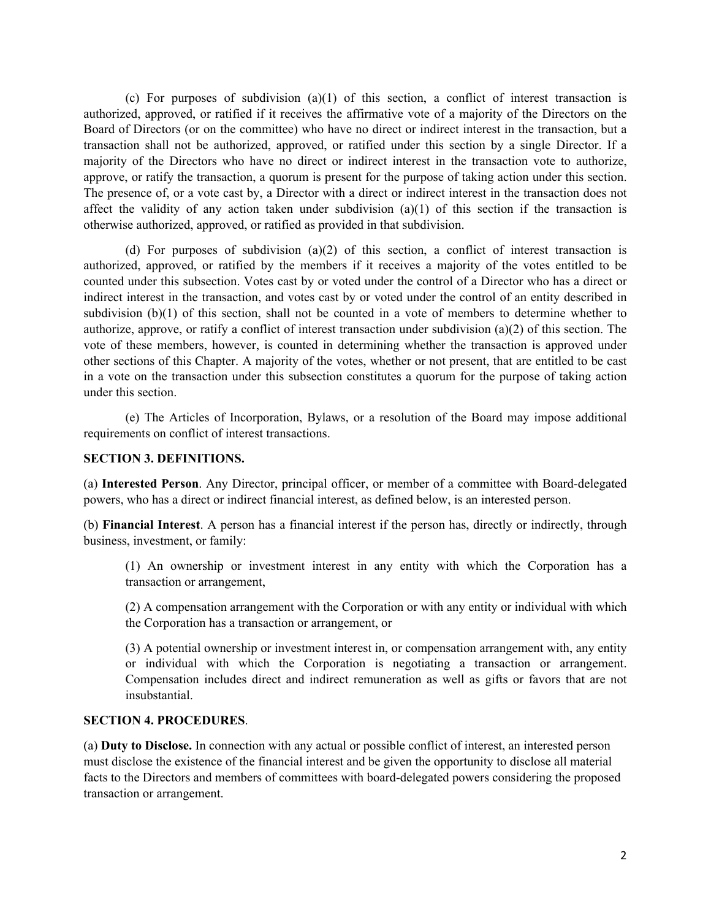(c) For purposes of subdivision (a)(1) of this section, a conflict of interest transaction is authorized, approved, or ratified if it receives the affirmative vote of a majority of the Directors on the Board of Directors (or on the committee) who have no direct or indirect interest in the transaction, but a transaction shall not be authorized, approved, or ratified under this section by a single Director. If a majority of the Directors who have no direct or indirect interest in the transaction vote to authorize, approve, or ratify the transaction, a quorum is present for the purpose of taking action under this section. The presence of, or a vote cast by, a Director with a direct or indirect interest in the transaction does not affect the validity of any action taken under subdivision (a)(1) of this section if the transaction is otherwise authorized, approved, or ratified as provided in that subdivision.

(d) For purposes of subdivision (a)(2) of this section, a conflict of interest transaction is authorized, approved, or ratified by the members if it receives a majority of the votes entitled to be counted under this subsection. Votes cast by or voted under the control of a Director who has a direct or indirect interest in the transaction, and votes cast by or voted under the control of an entity described in subdivision (b)(1) of this section, shall not be counted in a vote of members to determine whether to authorize, approve, or ratify a conflict of interest transaction under subdivision (a)(2) of this section. The vote of these members, however, is counted in determining whether the transaction is approved under other sections of this Chapter. A majority of the votes, whether or not present, that are entitled to be cast in a vote on the transaction under this subsection constitutes a quorum for the purpose of taking action under this section.

(e) The Articles of Incorporation, Bylaws, or a resolution of the Board may impose additional requirements on conflict of interest transactions.

**SECTION 3. DEFINITIONS.**

(a) **Interested Person**. Any Director, principal officer, or member of a committee with Board-delegated powers, who has a direct or indirect financial interest, as defined below, is an interested person.

(b) **Financial Interest**. A person has a financial interest if the person has, directly or indirectly, through business, investment, or family:

(1) An ownership or investment interest in any entity with which the Corporation has a transaction or arrangement,

(2) A compensation arrangement with the Corporation or with any entity or individual with which the Corporation has a transaction or arrangement, or

(3) A potential ownership or investment interest in, or compensation arrangement with, any entity or individual with which the Corporation is negotiating a transaction or arrangement. Compensation includes direct and indirect remuneration as well as gifts or favors that are not insubstantial.

**SECTION 4. PROCEDURES**.

(a) **Duty to Disclose.** In connection with any actual or possible conflict of interest, an interested person must disclose the existence of the financial interest and be given the opportunity to disclose all material facts to the Directors and members of committees with board-delegated powers considering the proposed transaction or arrangement.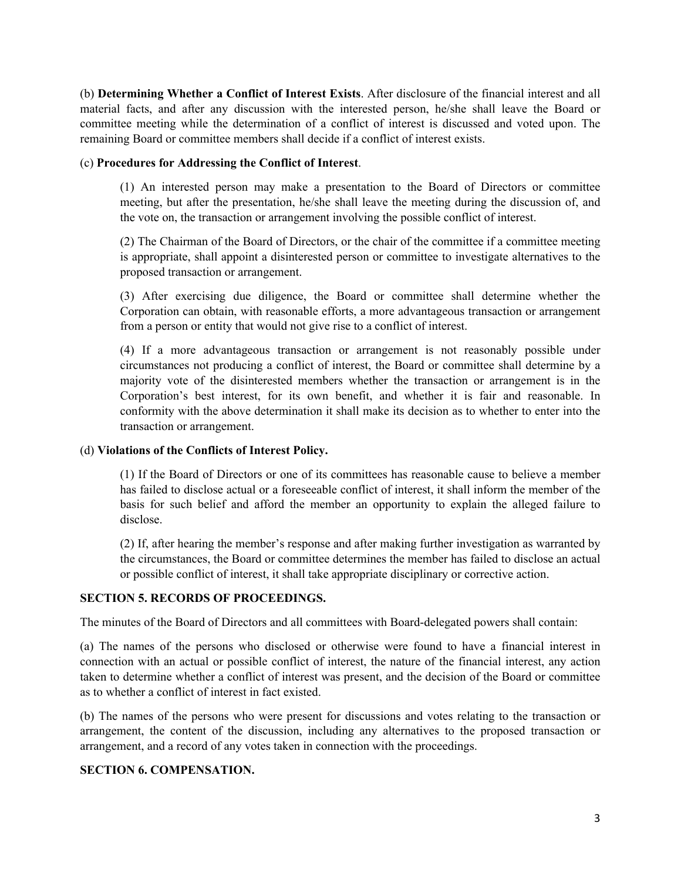(b) **Determining Whether a Conflict of Interest Exists**. After disclosure of the financial interest and all material facts, and after any discussion with the interested person, he/she shall leave the Board or committee meeting while the determination of a conflict of interest is discussed and voted upon. The remaining Board or committee members shall decide if a conflict of interest exists.

(c) **Procedures for Addressing the Conflict of Interest**.

(1) An interested person may make a presentation to the Board of Directors or committee meeting, but after the presentation, he/she shall leave the meeting during the discussion of, and the vote on, the transaction or arrangement involving the possible conflict of interest.

(2) The Chairman of the Board of Directors, or the chair of the committee if a committee meeting is appropriate, shall appoint a disinterested person or committee to investigate alternatives to the proposed transaction or arrangement.

(3) After exercising due diligence, the Board or committee shall determine whether the Corporation can obtain, with reasonable efforts, a more advantageous transaction or arrangement from a person or entity that would not give rise to a conflict of interest.

(4) If a more advantageous transaction or arrangement is not reasonably possible under circumstances not producing a conflict of interest, the Board or committee shall determine by a majority vote of the disinterested members whether the transaction or arrangement is in the Corporation's best interest, for its own benefit, and whether it is fair and reasonable. In conformity with the above determination it shall make its decision as to whether to enter into the transaction or arrangement.

(d) **Violations of the Conflicts of Interest Policy.**

(1) If the Board of Directors or one of its committees has reasonable cause to believe a member has failed to disclose actual or a foreseeable conflict of interest, it shall inform the member of the basis for such belief and afford the member an opportunity to explain the alleged failure to disclose.

(2) If, after hearing the member's response and after making further investigation as warranted by the circumstances, the Board or committee determines the member has failed to disclose an actual or possible conflict of interest, it shall take appropriate disciplinary or corrective action.

**SECTION 5. RECORDS OF PROCEEDINGS.**

The minutes of the Board of Directors and all committees with Board-delegated powers shall contain:

(a) The names of the persons who disclosed or otherwise were found to have a financial interest in connection with an actual or possible conflict of interest, the nature of the financial interest, any action taken to determine whether a conflict of interest was present, and the decision of the Board or committee as to whether a conflict of interest in fact existed.

(b) The names of the persons who were present for discussions and votes relating to the transaction or arrangement, the content of the discussion, including any alternatives to the proposed transaction or arrangement, and a record of any votes taken in connection with the proceedings.

**SECTION 6. COMPENSATION.**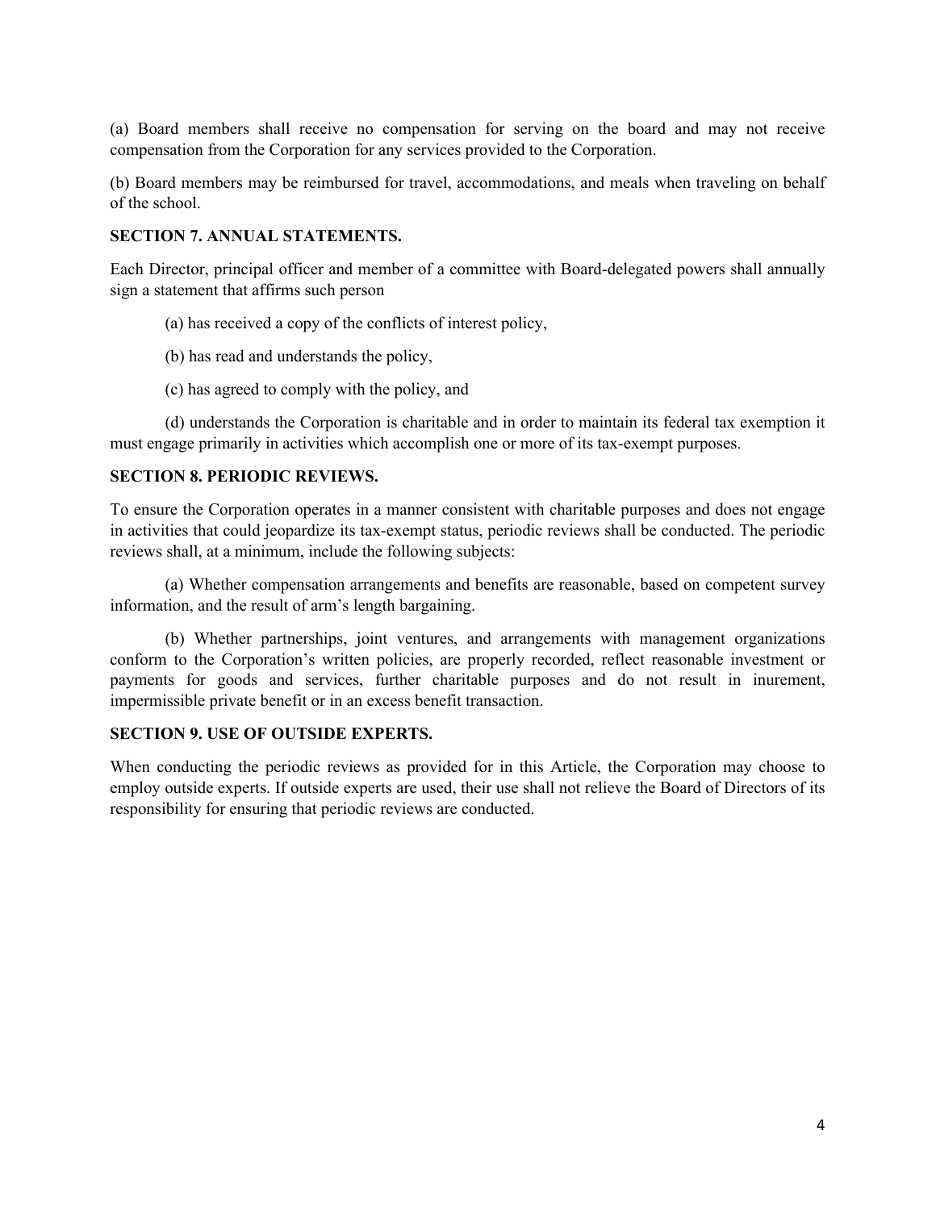(a) Board members shall receive no compensation for serving on the board and may not receive compensation from the Corporation for any services provided to the Corporation.

(b) Board members may be reimbursed for travel, accommodations, and meals when traveling on behalf of the school.

**SECTION 7. ANNUAL STATEMENTS.**

Each Director, principal officer and member of a committee with Board-delegated powers shall annually sign a statement that affirms such person

(a) has received a copy of the conflicts of interest policy,

(b) has read and understands the policy,

(c) has agreed to comply with the policy, and

(d) understands the Corporation is charitable and in order to maintain its federal tax exemption it must engage primarily in activities which accomplish one or more of its tax-exempt purposes.

**SECTION 8. PERIODIC REVIEWS.**

To ensure the Corporation operates in a manner consistent with charitable purposes and does not engage in activities that could jeopardize its tax-exempt status, periodic reviews shall be conducted. The periodic reviews shall, at a minimum, include the following subjects:

(a) Whether compensation arrangements and benefits are reasonable, based on competent survey information, and the result of arm's length bargaining.

(b) Whether partnerships, joint ventures, and arrangements with management organizations conform to the Corporation's written policies, are properly recorded, reflect reasonable investment or payments for goods and services, further charitable purposes and do not result in inurement, impermissible private benefit or in an excess benefit transaction.

**SECTION 9. USE OF OUTSIDE EXPERTS.**

When conducting the periodic reviews as provided for in this Article, the Corporation may choose to employ outside experts. If outside experts are used, their use shall not relieve the Board of Directors of its responsibility for ensuring that periodic reviews are conducted.